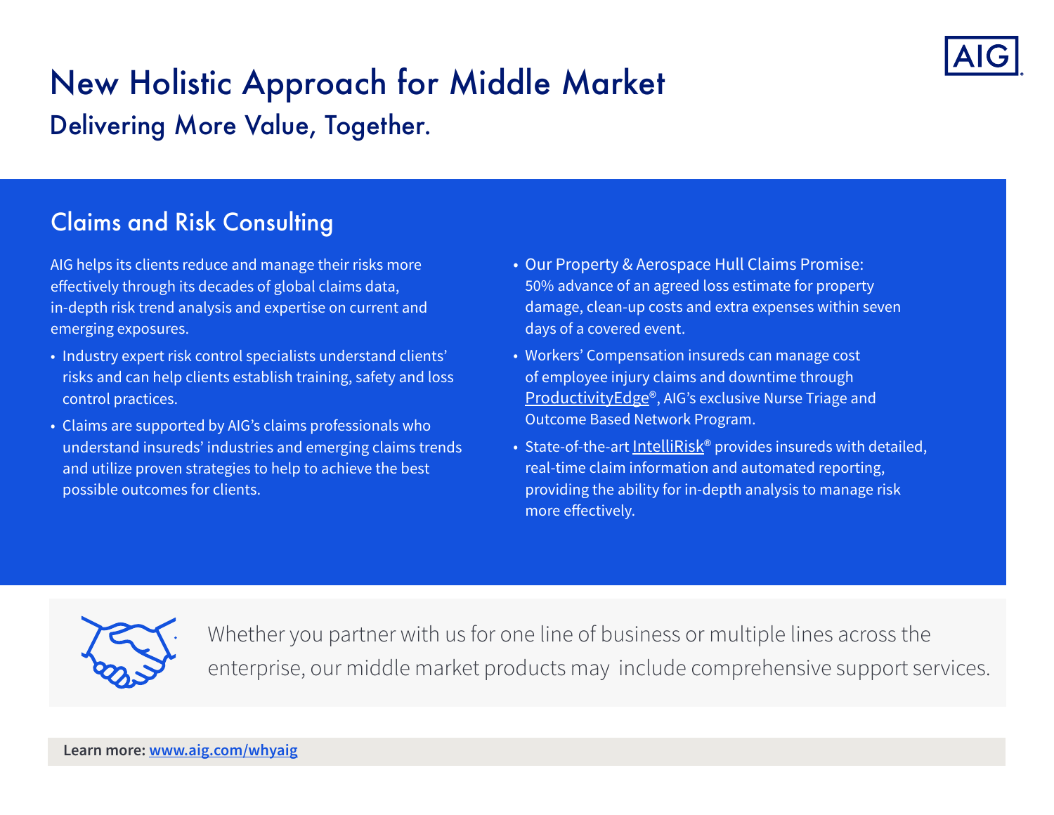# New Holistic Approach for Middle Market

## Delivering More Value, Together.

### Claims and Risk Consulting

AIG helps its clients reduce and manage their risks more effectively through its decades of global claims data, in-depth risk trend analysis and expertise on current and emerging exposures.

- Industry expert risk control specialists understand clients' risks and can help clients establish training, safety and loss control practices.
- Claims are supported by AIG's claims professionals who understand insureds' industries and emerging claims trends and utilize proven strategies to help to achieve the best possible outcomes for clients.
- Our Property & Aerospace Hull Claims Promise: 50% advance of an agreed loss estimate for property damage, clean-up costs and extra expenses within seven days of a covered event.
- Workers' Compensation insureds can manage cost of employee injury claims and downtime through ProductivityEdge®, AIG's exclusive Nurse Triage and Outcome Based Network Program.
- State-of-the-art IntelliRisk® provides insureds with detailed, real-time claim information and automated reporting, providing the ability for in-depth analysis to manage risk more effectively.

Whether you partner with us for one line of business or multiple lines across the enterprise, our middle market products may include comprehensive support services.

**Learn more:** www.aig.com/whyaig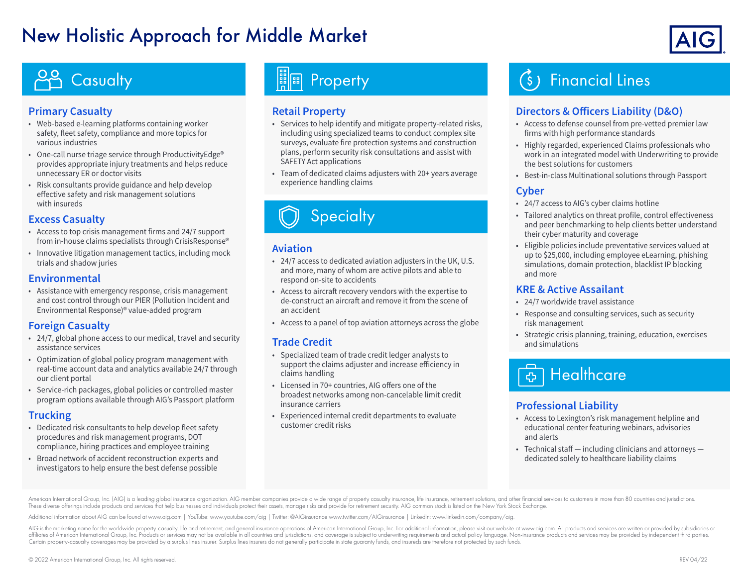# New Holistic Approach for Middle Market

## Casualty

### Primary Casualty

- Web-based e-learning platforms containing worker safety, fleet safety, compliance and more topics for various industries
- One-call nurse triage service through ProductivityEdge® provides appropriate injury treatments and helps reduce unnecessary ER or doctor visits
- Risk consultants provide guidance and help develop effective safety and risk management solutions with insureds

### Excess Casualty

- Access to top crisis management firms and 24/7 support from in-house claims specialists through CrisisResponse®
- Innovative litigation management tactics, including mock trials and shadow juries

### Environmental

- Assistance with emergency response, crisis management and cost control through our PIER (Pollution Incident and Environmental Response)® value-added program

### Foreign Casualty

- 24/7, global phone access to our medical, travel and security assistance services
- Optimization of global policy program management with real-time account data and analytics available 24/7 through our client portal
- Service-rich packages, global policies or controlled master program options available through AIG's Passport platform

### Trucking

- Dedicated risk consultants to help develop fleet safety procedures and risk management programs, DOT compliance, hiring practices and employee training
- Broad network of accident reconstruction experts and investigators to help ensure the best defense possible

## Property

### Retail Property

- Services to help identify and mitigate property-related risks, including using specialized teams to conduct complex site surveys, evaluate fire protection systems and construction plans, perform security risk consultations and assist with SAFETY Act applications
- Team of dedicated claims adjusters with 20+ years average experience handling claims

## Specialty

### Aviation

- 24/7 access to dedicated aviation adjusters in the UK, U.S. and more, many of whom are active pilots and able to respond on-site to accidents
- Access to aircraft recovery vendors with the expertise to de-construct an aircraft and remove it from the scene of an accident
- Access to a panel of top aviation attorneys across the globe

### Trade Credit

- Specialized team of trade credit ledger analysts to support the claims adjuster and increase efficiency in claims handling
- Licensed in 70+ countries, AIG offers one of the broadest networks among non-cancelable limit credit insurance carriers
- Experienced internal credit departments to evaluate customer credit risks

## Financial Lines

### Directors & Officers Liability (D&O)

- Access to defense counsel from pre-vetted premier law firms with high performance standards
- Highly regarded, experienced Claims professionals who work in an integrated model with Underwriting to provide the best solutions for customers
- Best-in-class Multinational solutions through Passport

### Cyber

- 24/7 access to AIG's cyber claims hotline
- Tailored analytics on threat profile, control effectiveness and peer benchmarking to help clients better understand their cyber maturity and coverage
- Eligible policies include preventative services valued at up to $25,000, including employee eLearning, phishing simulations, domain protection, blacklist IP blocking and more

### KRE & Active Assailant

- 24/7 worldwide travel assistance
- Response and consulting services, such as security risk management
- Strategic crisis planning, training, education, exercises and simulations

## Healthcare

### Professional Liability

- Access to Lexington's risk management helpline and educational center featuring webinars, advisories and alerts
- Technical staff — including clinicians and attorneys — dedicated solely to healthcare liability claims

American International Group, Inc. (AIG) is a leading global insurance organization. AIG member companies provide a wide range of property casualty insurance, life insurance, retirement solutions, and other financial services to customers in more than 80 countries and jurisdictions. These diverse offerings include products and services that help businesses and individuals protect their assets, manage risks and provide for retirement security. AIG common stock is listed on the New York Stock Exchange.

Additional information about AIG can be found at www.aig.com | YouTube: www.youtube.com/aig | Twitter: @AIGinsurance www.twitter.com/AIGinsurance | LinkedIn: www.linkedin.com/company/aig.

AIG is the marketing name for the worldwide property-casualty, life and retirement, and general insurance operations of American International Group, Inc. For additional information, please visit our website at www.aig.com. All products and services are written or provided by subsidiaries or affiliates of American International Group, Inc. Products or services may not be available in all countries and jurisdictions, and coverage is subject to underwriting requirements and actual policy language. Non-insurance products and services may be provided by independent third parties. Certain property-casualty coverages may be provided by a surplus lines insurer. Surplus lines insurers do not generally participate in state guaranty funds, and insureds are therefore not protected by such funds.

© 2022 American International Group, Inc. All rights reserved.

REV 04/22